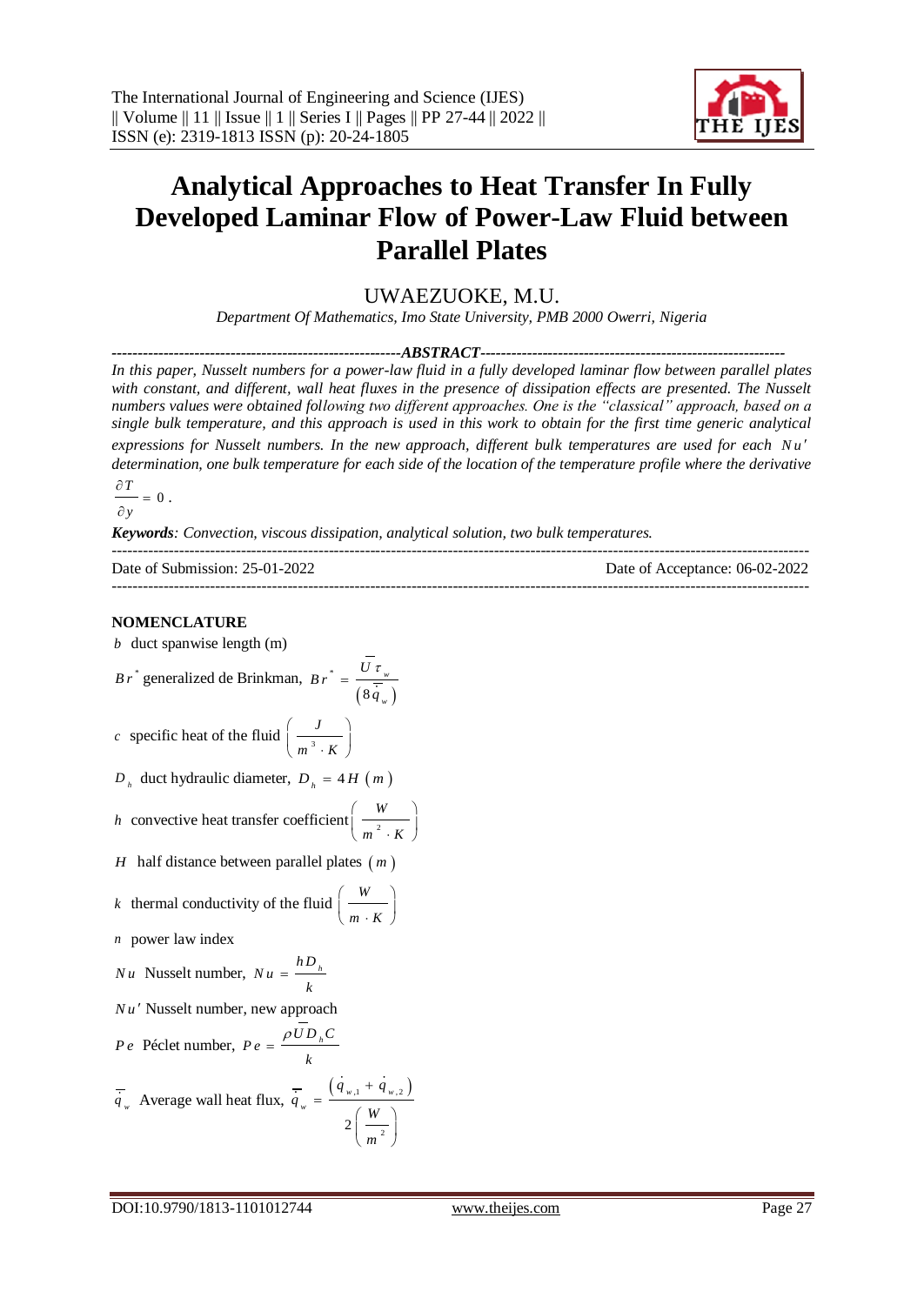# Analytical Approaches to Heat Transfer In Fully Developed Laminar Flow of Power-Law Fluid between Parallel Plates

UWAEZUOKE, M.U.

*Department Of Mathematics, Imo State University, PMB 2000 Owerri, Nigeria*

**ABSTRACT**

*In this paper, Nusselt numbers for a power-law fluid in a fully developed laminar flow between parallel plates with constant, and different, wall heat fluxes in the presence of dissipation effects are presented. The Nusselt numbers values were obtained following two different approaches. One is the "classical" approach, based on a single bulk temperature, and this approach is used in this work to obtain for the first time generic analytical expressions for Nusselt numbers. In the new approach, different bulk temperatures are used for each $Nu'$ determination, one bulk temperature for each side of the location of the temperature profile where the derivative $\frac{\partial T}{\partial y} = 0$.*

***Keywords****: Convection, viscous dissipation, analytical solution, two bulk temperatures.*

Date of Submission: 25-01-2022 Date of Acceptance: 06-02-2022

## NOMENCLATURE

$b$ duct spanwise length (m)

$Br^*$ generalized de Brinkman, $Br^* = \frac{\overline{U}\tau_w}{(8\bar{\dot{q}}_w)}$

$c$ specific heat of the fluid $\left(\frac{J}{m^3 \cdot K}\right)$

$D_h$ duct hydraulic diameter, $D_h = 4H\ (m)$

$h$ convective heat transfer coefficient $\left(\frac{W}{m^2 \cdot K}\right)$

$H$ half distance between parallel plates $(m)$

$k$ thermal conductivity of the fluid $\left(\frac{W}{m \cdot K}\right)$

$n$ power law index

$Nu$ Nusselt number, $Nu = \frac{hD_h}{k}$

$Nu'$ Nusselt number, new approach

$Pe$ Péclet number, $Pe = \frac{\rho\overline{U}D_h C}{k}$

$\bar{\dot{q}}_w$ Average wall heat flux, $\bar{\dot{q}}_w = \frac{(\dot{q}_{w,1} + \dot{q}_{w,2})}{2}\left(\frac{W}{m^2}\right)$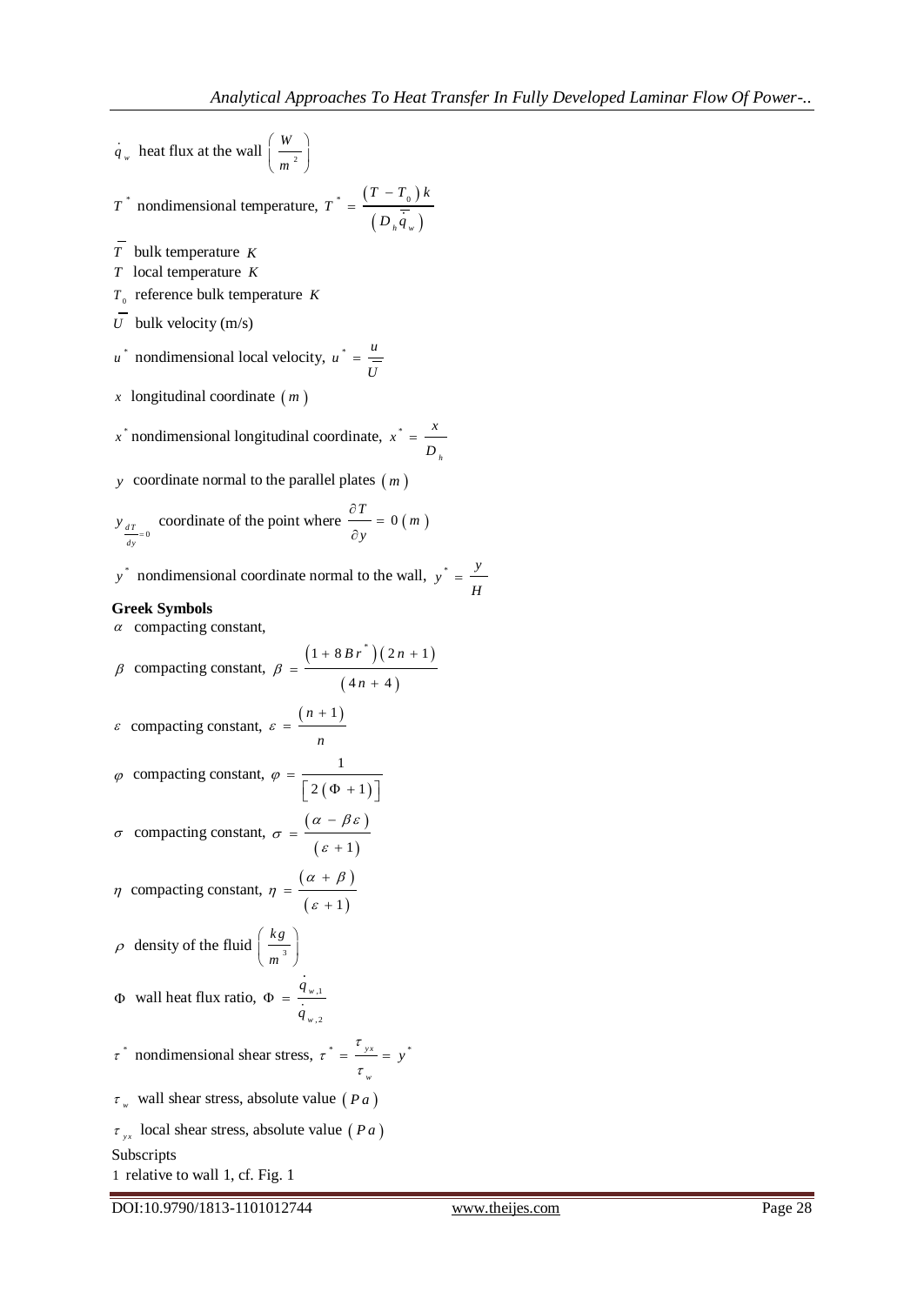$\dot{q}_w$ heat flux at the wall $\left(\frac{W}{m^2}\right)$

$T^*$ nondimensional temperature, $T^* = \frac{(T - T_0)k}{\left(D_h \bar{\dot{q}}_w\right)}$

$\bar{T}$ bulk temperature $K$

$T$ local temperature $K$

$T_0$ reference bulk temperature $K$

$\bar{U}$ bulk velocity (m/s)

$u^*$ nondimensional local velocity, $u^* = \frac{u}{\bar{U}}$

$x$ longitudinal coordinate $(m)$

$x^*$ nondimensional longitudinal coordinate, $x^* = \frac{x}{D_h}$

$y$ coordinate normal to the parallel plates $(m)$

$y_{\frac{dT}{dy}=0}$ coordinate of the point where $\frac{\partial T}{\partial y} = 0\ (m)$

$y^*$ nondimensional coordinate normal to the wall, $y^* = \frac{y}{H}$

**Greek Symbols**

$\alpha$ compacting constant,

$\beta$ compacting constant, $\beta = \frac{\left(1 + 8Br^*\right)(2n+1)}{(4n+4)}$

$\varepsilon$ compacting constant, $\varepsilon = \frac{(n+1)}{n}$

$\varphi$ compacting constant, $\varphi = \frac{1}{\left[2(\Phi + 1)\right]}$

$\sigma$ compacting constant, $\sigma = \frac{(\alpha - \beta\varepsilon)}{(\varepsilon + 1)}$

$\eta$ compacting constant, $\eta = \frac{(\alpha + \beta)}{(\varepsilon + 1)}$

$\rho$ density of the fluid $\left(\frac{kg}{m^3}\right)$

$\Phi$ wall heat flux ratio, $\Phi = \frac{\dot{q}_{w,1}}{\dot{q}_{w,2}}$

$\tau^*$ nondimensional shear stress, $\tau^* = \frac{\tau_{yx}}{\tau_w} = y^*$

$\tau_w$ wall shear stress, absolute value $(Pa)$

$\tau_{yx}$ local shear stress, absolute value $(Pa)$

Subscripts

1 relative to wall 1, cf. Fig. 1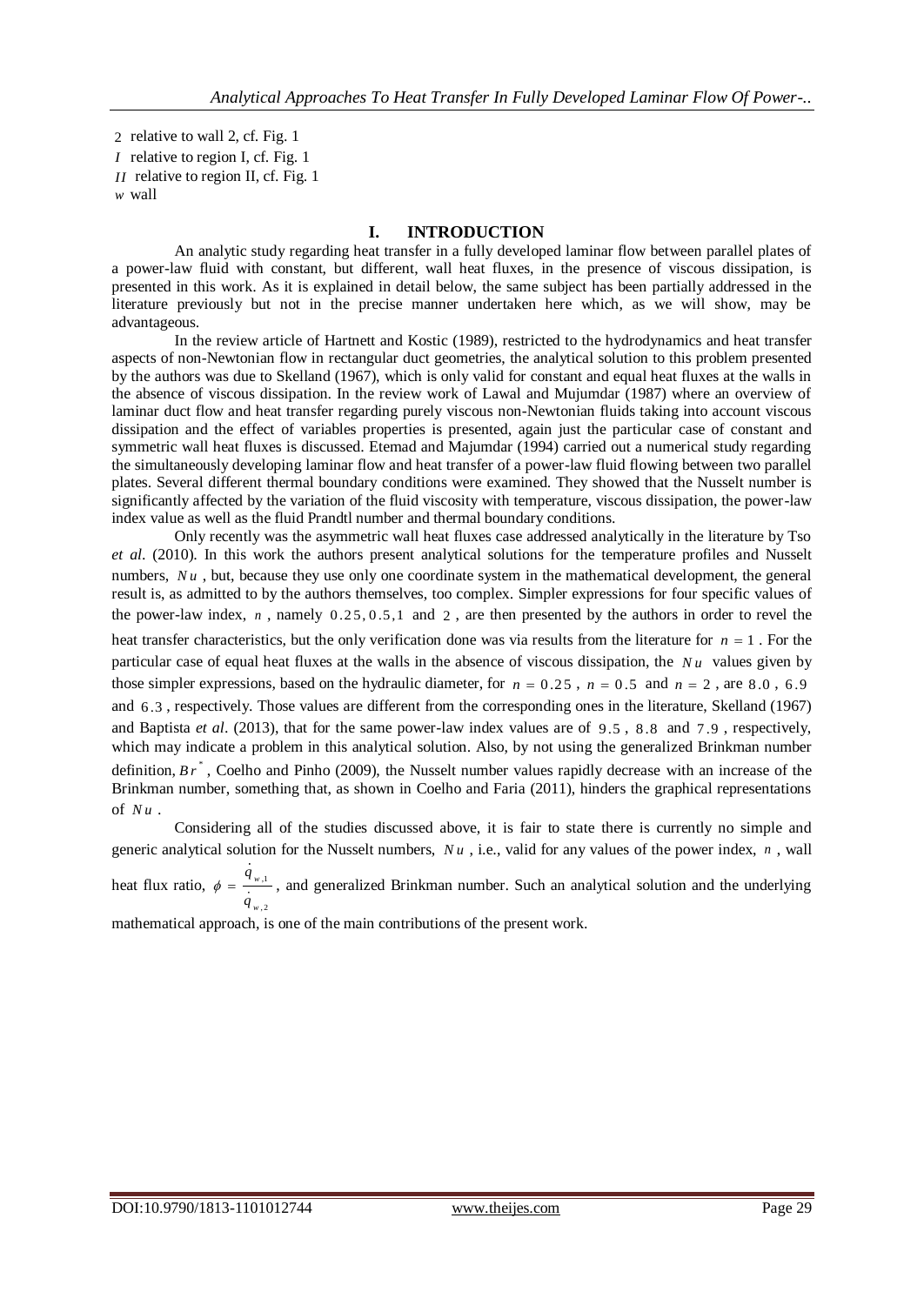$2$ relative to wall 2, cf. Fig. 1
$I$ relative to region I, cf. Fig. 1
$II$ relative to region II, cf. Fig. 1
$w$ wall

## I. INTRODUCTION

An analytic study regarding heat transfer in a fully developed laminar flow between parallel plates of a power-law fluid with constant, but different, wall heat fluxes, in the presence of viscous dissipation, is presented in this work. As it is explained in detail below, the same subject has been partially addressed in the literature previously but not in the precise manner undertaken here which, as we will show, may be advantageous.

In the review article of Hartnett and Kostic (1989), restricted to the hydrodynamics and heat transfer aspects of non-Newtonian flow in rectangular duct geometries, the analytical solution to this problem presented by the authors was due to Skelland (1967), which is only valid for constant and equal heat fluxes at the walls in the absence of viscous dissipation. In the review work of Lawal and Mujumdar (1987) where an overview of laminar duct flow and heat transfer regarding purely viscous non-Newtonian fluids taking into account viscous dissipation and the effect of variables properties is presented, again just the particular case of constant and symmetric wall heat fluxes is discussed. Etemad and Majumdar (1994) carried out a numerical study regarding the simultaneously developing laminar flow and heat transfer of a power-law fluid flowing between two parallel plates. Several different thermal boundary conditions were examined. They showed that the Nusselt number is significantly affected by the variation of the fluid viscosity with temperature, viscous dissipation, the power-law index value as well as the fluid Prandtl number and thermal boundary conditions.

Only recently was the asymmetric wall heat fluxes case addressed analytically in the literature by Tso *et al*. (2010). In this work the authors present analytical solutions for the temperature profiles and Nusselt numbers, $Nu$, but, because they use only one coordinate system in the mathematical development, the general result is, as admitted to by the authors themselves, too complex. Simpler expressions for four specific values of the power-law index, $n$, namely $0.25, 0.5, 1$ and $2$, are then presented by the authors in order to revel the heat transfer characteristics, but the only verification done was via results from the literature for $n = 1$. For the particular case of equal heat fluxes at the walls in the absence of viscous dissipation, the $Nu$ values given by those simpler expressions, based on the hydraulic diameter, for $n = 0.25$, $n = 0.5$ and $n = 2$, are $8.0$, $6.9$ and $6.3$, respectively. Those values are different from the corresponding ones in the literature, Skelland (1967) and Baptista *et al*. (2013), that for the same power-law index values are of $9.5$, $8.8$ and $7.9$, respectively, which may indicate a problem in this analytical solution. Also, by not using the generalized Brinkman number definition, $Br^*$, Coelho and Pinho (2009), the Nusselt number values rapidly decrease with an increase of the Brinkman number, something that, as shown in Coelho and Faria (2011), hinders the graphical representations of $Nu$.

Considering all of the studies discussed above, it is fair to state there is currently no simple and generic analytical solution for the Nusselt numbers, $Nu$, i.e., valid for any values of the power index, $n$, wall heat flux ratio, $\phi = \dfrac{\dot{q}_{w,1}}{\dot{q}_{w,2}}$, and generalized Brinkman number. Such an analytical solution and the underlying mathematical approach, is one of the main contributions of the present work.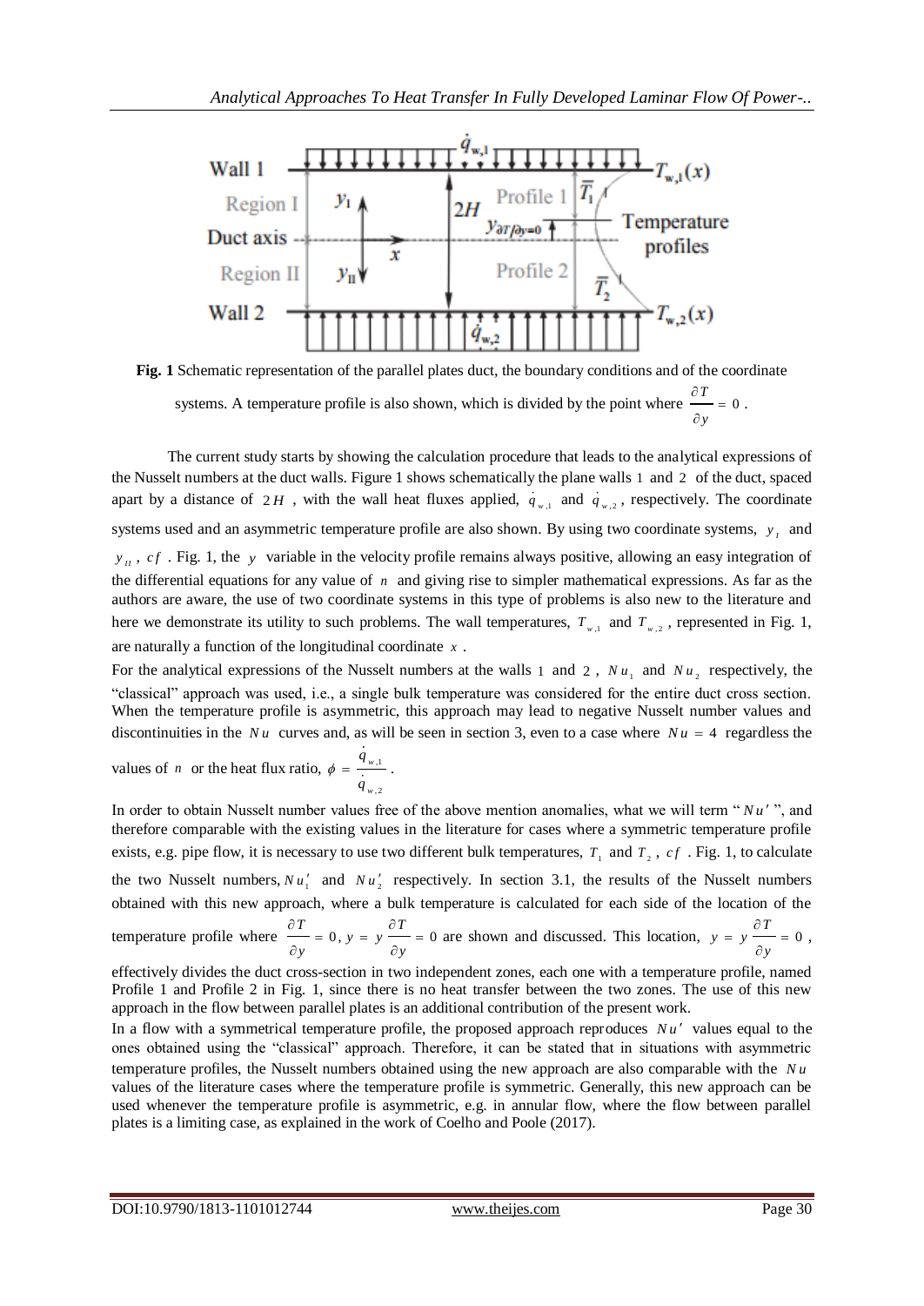**Fig. 1** Schematic representation of the parallel plates duct, the boundary conditions and of the coordinate systems. A temperature profile is also shown, which is divided by the point where $\frac{\partial T}{\partial y} = 0$.

The current study starts by showing the calculation procedure that leads to the analytical expressions of the Nusselt numbers at the duct walls. Figure 1 shows schematically the plane walls 1 and 2 of the duct, spaced apart by a distance of $2H$, with the wall heat fluxes applied, $\dot{q}_{w,1}$ and $\dot{q}_{w,2}$, respectively. The coordinate systems used and an asymmetric temperature profile are also shown. By using two coordinate systems, $y_I$ and $y_{II}$, *cf*. Fig. 1, the $y$ variable in the velocity profile remains always positive, allowing an easy integration of the differential equations for any value of $n$ and giving rise to simpler mathematical expressions. As far as the authors are aware, the use of two coordinate systems in this type of problems is also new to the literature and here we demonstrate its utility to such problems. The wall temperatures, $T_{w,1}$ and $T_{w,2}$, represented in Fig. 1, are naturally a function of the longitudinal coordinate $x$.

For the analytical expressions of the Nusselt numbers at the walls 1 and 2, $Nu_1$ and $Nu_2$ respectively, the "classical" approach was used, i.e., a single bulk temperature was considered for the entire duct cross section. When the temperature profile is asymmetric, this approach may lead to negative Nusselt number values and discontinuities in the $Nu$ curves and, as will be seen in section 3, even to a case where $Nu = 4$ regardless the values of $n$ or the heat flux ratio, $\phi = \frac{\dot{q}_{w,1}}{\dot{q}_{w,2}}$.

In order to obtain Nusselt number values free of the above mention anomalies, what we will term "$Nu'$", and therefore comparable with the existing values in the literature for cases where a symmetric temperature profile exists, e.g. pipe flow, it is necessary to use two different bulk temperatures, $T_1$ and $T_2$, *cf*. Fig. 1, to calculate the two Nusselt numbers, $Nu_1'$ and $Nu_2'$ respectively. In section 3.1, the results of the Nusselt numbers obtained with this new approach, where a bulk temperature is calculated for each side of the location of the temperature profile where $\frac{\partial T}{\partial y} = 0$, $y = y_{\frac{\partial T}{\partial y} = 0}$ are shown and discussed. This location, $y = y_{\frac{\partial T}{\partial y} = 0}$, effectively divides the duct cross-section in two independent zones, each one with a temperature profile, named Profile 1 and Profile 2 in Fig. 1, since there is no heat transfer between the two zones. The use of this new approach in the flow between parallel plates is an additional contribution of the present work.

In a flow with a symmetrical temperature profile, the proposed approach reproduces $Nu'$ values equal to the ones obtained using the "classical" approach. Therefore, it can be stated that in situations with asymmetric temperature profiles, the Nusselt numbers obtained using the new approach are also comparable with the $Nu$ values of the literature cases where the temperature profile is symmetric. Generally, this new approach can be used whenever the temperature profile is asymmetric, e.g. in annular flow, where the flow between parallel plates is a limiting case, as explained in the work of Coelho and Poole (2017).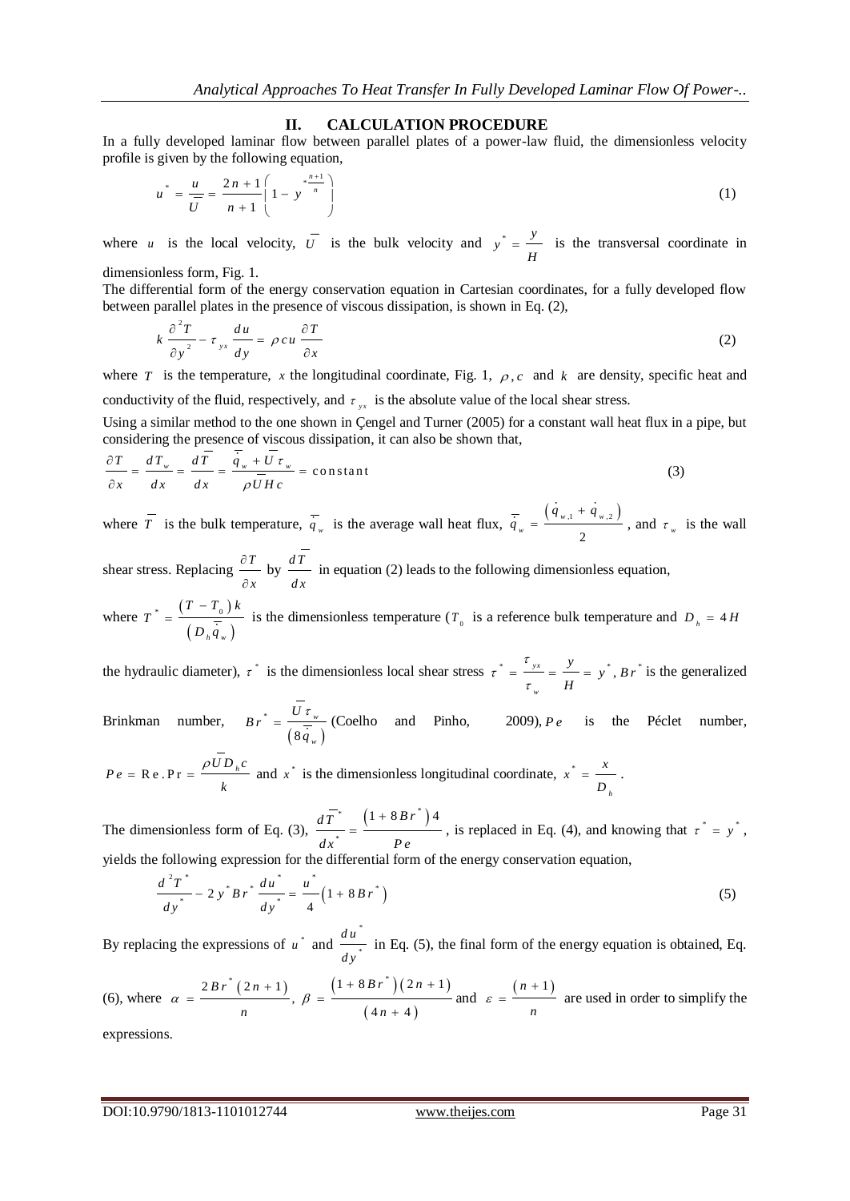## II. CALCULATION PROCEDURE

In a fully developed laminar flow between parallel plates of a power-law fluid, the dimensionless velocity profile is given by the following equation,

$$u^* = \frac{u}{\overline{U}} = \frac{2n+1}{n+1}\left(1 - y^{*\frac{n+1}{n}}\right) \tag{1}$$

where $u$ is the local velocity, $\overline{U}$ is the bulk velocity and $y^* = \frac{y}{H}$ is the transversal coordinate in dimensionless form, Fig. 1.

The differential form of the energy conservation equation in Cartesian coordinates, for a fully developed flow between parallel plates in the presence of viscous dissipation, is shown in Eq. (2),

$$k\frac{\partial^2 T}{\partial y^2} - \tau_{yx}\frac{du}{dy} = \rho c u \frac{\partial T}{\partial x} \tag{2}$$

where $T$ is the temperature, $x$ the longitudinal coordinate, Fig. 1, $\rho, c$ and $k$ are density, specific heat and conductivity of the fluid, respectively, and $\tau_{yx}$ is the absolute value of the local shear stress.

Using a similar method to the one shown in Çengel and Turner (2005) for a constant wall heat flux in a pipe, but considering the presence of viscous dissipation, it can also be shown that,

$$\frac{\partial T}{\partial x} = \frac{dT_w}{dx} = \frac{d\overline{T}}{dx} = \frac{\overline{\dot{q}}_w + \overline{U}\tau_w}{\rho \overline{U} H c} = \text{constant} \tag{3}$$

where $\overline{T}$ is the bulk temperature, $\overline{\dot{q}}_w$ is the average wall heat flux, $\overline{\dot{q}}_w = \frac{\left(\dot{q}_{w,1} + \dot{q}_{w,2}\right)}{2}$, and $\tau_w$ is the wall shear stress. Replacing $\frac{\partial T}{\partial x}$ by $\frac{d\overline{T}}{dx}$ in equation (2) leads to the following dimensionless equation,

where $T^* = \frac{\left(T - T_0\right)k}{\left(D_h \overline{\dot{q}}_w\right)}$ is the dimensionless temperature ($T_0$ is a reference bulk temperature and $D_h = 4H$ the hydraulic diameter), $\tau^*$ is the dimensionless local shear stress $\tau^* = \frac{\tau_{yx}}{\tau_w} = \frac{y}{H} = y^*$, $Br^*$ is the generalized Brinkman number, $Br^* = \frac{\overline{U}\tau_w}{\left(8\overline{\dot{q}}_w\right)}$ (Coelho and Pinho, 2009), $Pe$ is the Péclet number, $Pe = \text{Re}.\text{Pr} = \frac{\rho \overline{U} D_h c}{k}$ and $x^*$ is the dimensionless longitudinal coordinate, $x^* = \frac{x}{D_h}$.

The dimensionless form of Eq. (3), $\frac{d\overline{T}^*}{dx^*} = \frac{\left(1 + 8Br^*\right)4}{Pe}$, is replaced in Eq. (4), and knowing that $\tau^* = y^*$, yields the following expression for the differential form of the energy conservation equation,

$$\frac{d^2 T^*}{dy^*} - 2y^* Br^* \frac{du^*}{dy^*} = \frac{u^*}{4}\left(1 + 8Br^*\right) \tag{5}$$

By replacing the expressions of $u^*$ and $\frac{du^*}{dy^*}$ in Eq. (5), the final form of the energy equation is obtained, Eq. (6), where $\alpha = \frac{2Br^*\left(2n+1\right)}{n}$, $\beta = \frac{\left(1 + 8Br^*\right)\left(2n+1\right)}{\left(4n+4\right)}$ and $\varepsilon = \frac{\left(n+1\right)}{n}$ are used in order to simplify the expressions.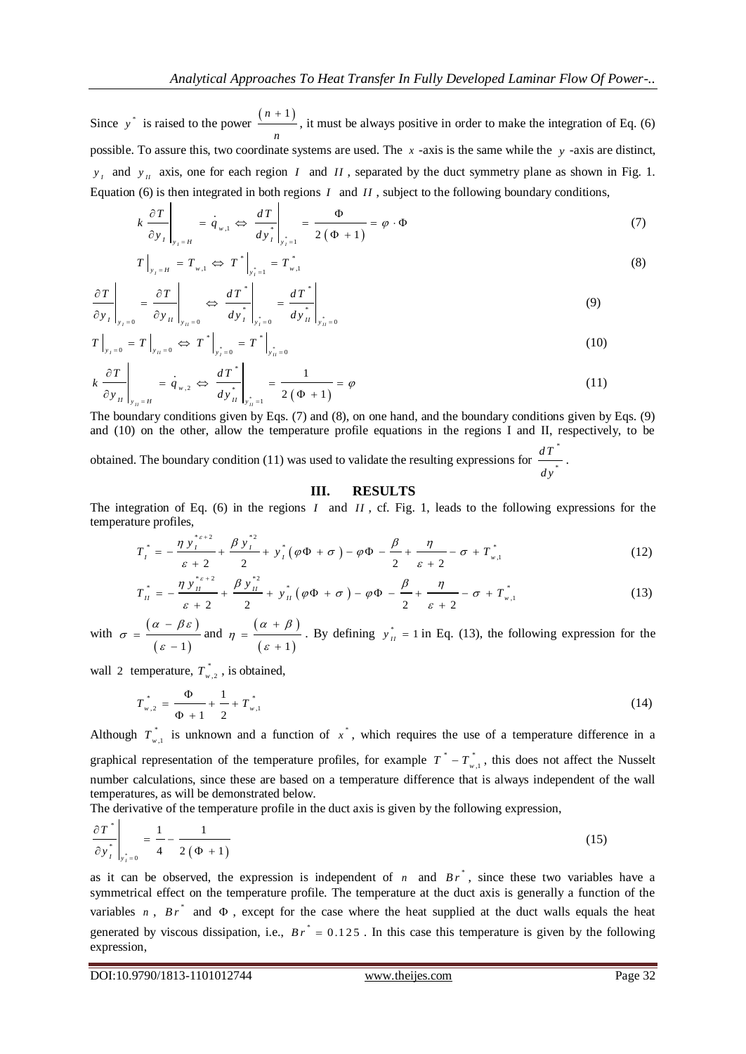Since $y^*$ is raised to the power $\frac{(n+1)}{n}$, it must be always positive in order to make the integration of Eq. (6) possible. To assure this, two coordinate systems are used. The $x$ -axis is the same while the $y$ -axis are distinct, $y_I$ and $y_{II}$ axis, one for each region $I$ and $II$, separated by the duct symmetry plane as shown in Fig. 1. Equation (6) is then integrated in both regions $I$ and $II$, subject to the following boundary conditions,

$$k \left. \frac{\partial T}{\partial y_I} \right|_{y_I = H} = \dot{q}_{w,1} \Leftrightarrow \left. \frac{dT}{dy_I^*} \right|_{y_I^*=1} = \frac{\Phi}{2(\Phi+1)} = \varphi \cdot \Phi \tag{7}$$

$$T \big|_{y_I = H} = T_{w,1} \Leftrightarrow T^* \big|_{y_I^*=1} = T^*_{w,1} \tag{8}$$

$$\left. \frac{\partial T}{\partial y_I} \right|_{y_I=0} = \left. \frac{\partial T}{\partial y_{II}} \right|_{y_{II}=0} \Leftrightarrow \left. \frac{dT^*}{dy_I^*} \right|_{y_I^*=0} = \left. \frac{dT^*}{dy_{II}^*} \right|_{y_{II}^*=0} \tag{9}$$

$$T \big|_{y_I=0} = T \big|_{y_{II}=0} \Leftrightarrow T^* \big|_{y_I^*=0} = T^* \big|_{y_{II}^*=0} \tag{10}$$

$$k \left. \frac{\partial T}{\partial y_{II}} \right|_{y_{II}=H} = \dot{q}_{w,2} \Leftrightarrow \left. \frac{dT^*}{dy_{II}^*} \right|_{y_{II}^*=1} = \frac{1}{2(\Phi+1)} = \varphi \tag{11}$$

The boundary conditions given by Eqs. (7) and (8), on one hand, and the boundary conditions given by Eqs. (9) and (10) on the other, allow the temperature profile equations in the regions I and II, respectively, to be obtained. The boundary condition (11) was used to validate the resulting expressions for $\frac{dT^*}{dy^*}$.

## III. RESULTS

The integration of Eq. (6) in the regions $I$ and $II$, cf. Fig. 1, leads to the following expressions for the temperature profiles,

$$T_I^* = -\frac{\eta\, y_I^{*\varepsilon+2}}{\varepsilon+2} + \frac{\beta\, y_I^{*2}}{2} + y_I^*(\varphi\Phi + \sigma) - \varphi\Phi - \frac{\beta}{2} + \frac{\eta}{\varepsilon+2} - \sigma + T^*_{w,1} \tag{12}$$

$$T_{II}^* = -\frac{\eta\, y_{II}^{*\varepsilon+2}}{\varepsilon+2} + \frac{\beta\, y_{II}^{*2}}{2} + y_{II}^*(\varphi\Phi + \sigma) - \varphi\Phi - \frac{\beta}{2} + \frac{\eta}{\varepsilon+2} - \sigma + T^*_{w,1} \tag{13}$$

with $\sigma = \frac{(\alpha - \beta\varepsilon)}{(\varepsilon - 1)}$ and $\eta = \frac{(\alpha + \beta)}{(\varepsilon + 1)}$. By defining $y_{II}^* = 1$ in Eq. (13), the following expression for the wall 2 temperature, $T^*_{w,2}$, is obtained,

$$T^*_{w,2} = \frac{\Phi}{\Phi+1} + \frac{1}{2} + T^*_{w,1} \tag{14}$$

Although $T^*_{w,1}$ is unknown and a function of $x^*$, which requires the use of a temperature difference in a graphical representation of the temperature profiles, for example $T^* - T^*_{w,1}$, this does not affect the Nusselt number calculations, since these are based on a temperature difference that is always independent of the wall temperatures, as will be demonstrated below.

The derivative of the temperature profile in the duct axis is given by the following expression,

$$\left. \frac{\partial T^*}{\partial y_I^*} \right|_{y_I^*=0} = \frac{1}{4} - \frac{1}{2(\Phi+1)} \tag{15}$$

as it can be observed, the expression is independent of $n$ and $Br^*$, since these two variables have a symmetrical effect on the temperature profile. The temperature at the duct axis is generally a function of the variables $n$, $Br^*$ and $\Phi$, except for the case where the heat supplied at the duct walls equals the heat generated by viscous dissipation, i.e., $Br^* = 0.125$. In this case this temperature is given by the following expression,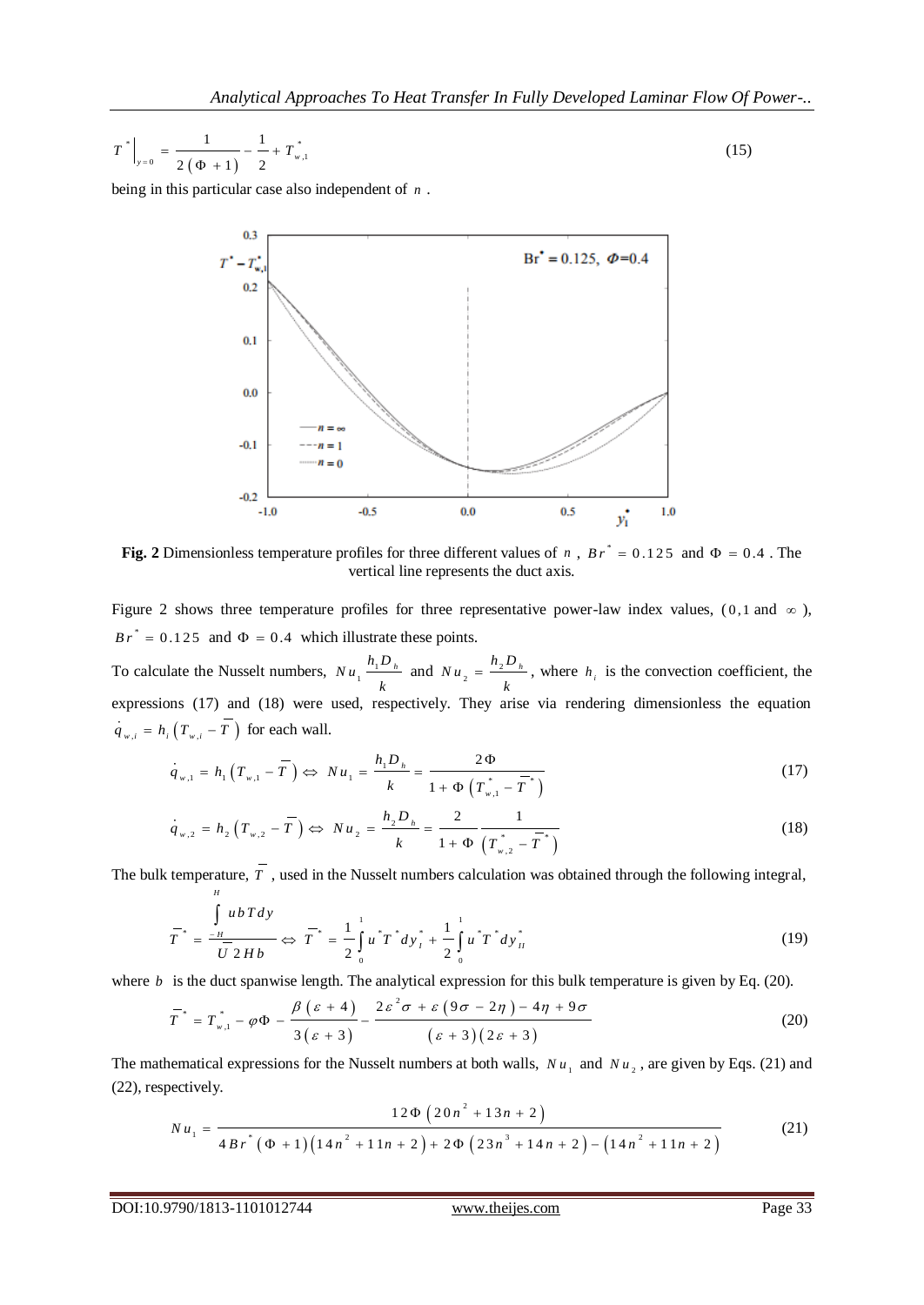$$T^*\Big|_{y=0} = \frac{1}{2(\Phi+1)} - \frac{1}{2} + T^*_{w,1} \tag{15}$$

being in this particular case also independent of $n$.

**Fig. 2** Dimensionless temperature profiles for three different values of $n$, $Br^* = 0.125$ and $\Phi = 0.4$. The vertical line represents the duct axis.

Figure 2 shows three temperature profiles for three representative power-law index values, ($0, 1$ and $\infty$), $Br^* = 0.125$ and $\Phi = 0.4$ which illustrate these points.

To calculate the Nusselt numbers, $Nu_1 \frac{h_1 D_h}{k}$ and $Nu_2 = \frac{h_2 D_h}{k}$, where $h_i$ is the convection coefficient, the expressions (17) and (18) were used, respectively. They arise via rendering dimensionless the equation $\dot{q}_{w,i} = h_i\left(T_{w,i} - \overline{T}\right)$ for each wall.

$$\dot{q}_{w,1} = h_1\left(T_{w,1} - \overline{T}\right) \Leftrightarrow Nu_1 = \frac{h_1 D_h}{k} = \frac{2\Phi}{1 + \Phi\left(T^*_{w,1} - \overline{T}^*\right)} \tag{17}$$

$$\dot{q}_{w,2} = h_2\left(T_{w,2} - \overline{T}\right) \Leftrightarrow Nu_2 = \frac{h_2 D_h}{k} = \frac{2}{1+\Phi}\frac{1}{\left(T^*_{w,2} - \overline{T}^*\right)} \tag{18}$$

The bulk temperature, $\overline{T}$, used in the Nusselt numbers calculation was obtained through the following integral,

$$\overline{T}^* = \frac{\int_{-H}^{H} ubT\,dy}{\overline{U}\,2Hb} \Leftrightarrow \overline{T}^* = \frac{1}{2}\int_0^1 u^* T^* dy^*_I + \frac{1}{2}\int_0^1 u^* T^* dy^*_{II} \tag{19}$$

where $b$ is the duct spanwise length. The analytical expression for this bulk temperature is given by Eq. (20).

$$\overline{T}^* = T^*_{w,1} - \varphi\Phi - \frac{\beta(\varepsilon+4)}{3(\varepsilon+3)} - \frac{2\varepsilon^2\sigma + \varepsilon(9\sigma - 2\eta) - 4\eta + 9\sigma}{(\varepsilon+3)(2\varepsilon+3)} \tag{20}$$

The mathematical expressions for the Nusselt numbers at both walls, $Nu_1$ and $Nu_2$, are given by Eqs. (21) and (22), respectively.

$$Nu_1 = \frac{12\Phi\left(20n^2 + 13n + 2\right)}{4Br^*(\Phi+1)\left(14n^2 + 11n + 2\right) + 2\Phi\left(23n^3 + 14n + 2\right) - \left(14n^2 + 11n + 2\right)} \tag{21}$$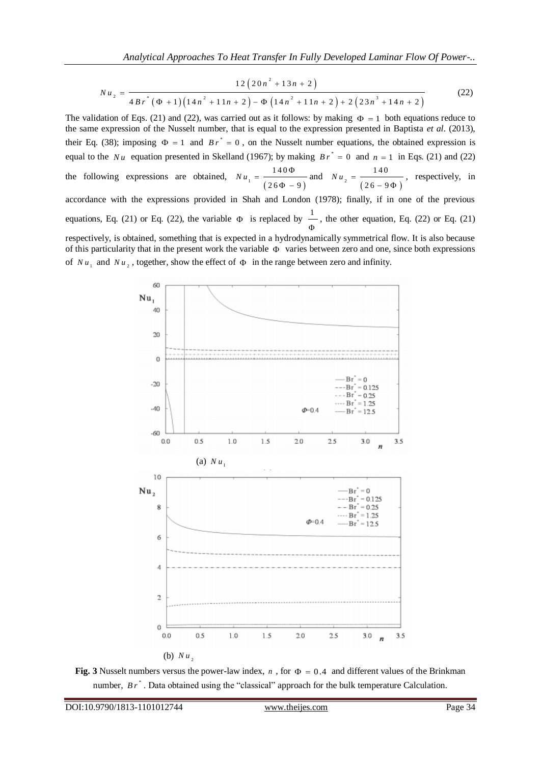$$Nu_2 = \frac{12\left(20n^2 + 13n + 2\right)}{4Br^*\left(\Phi + 1\right)\left(14n^2 + 11n + 2\right) - \Phi\left(14n^2 + 11n + 2\right) + 2\left(23n^3 + 14n + 2\right)} \tag{22}$$

The validation of Eqs. (21) and (22), was carried out as it follows: by making $\Phi = 1$ both equations reduce to the same expression of the Nusselt number, that is equal to the expression presented in Baptista *et al*. (2013), their Eq. (38); imposing $\Phi = 1$ and $Br^* = 0$, on the Nusselt number equations, the obtained expression is equal to the $Nu$ equation presented in Skelland (1967); by making $Br^* = 0$ and $n = 1$ in Eqs. (21) and (22) the following expressions are obtained, $Nu_1 = \frac{140\Phi}{(26\Phi - 9)}$ and $Nu_2 = \frac{140}{(26 - 9\Phi)}$, respectively, in accordance with the expressions provided in Shah and London (1978); finally, if in one of the previous equations, Eq. (21) or Eq. (22), the variable $\Phi$ is replaced by $\frac{1}{\Phi}$, the other equation, Eq. (22) or Eq. (21) respectively, is obtained, something that is expected in a hydrodynamically symmetrical flow. It is also because of this particularity that in the present work the variable $\Phi$ varies between zero and one, since both expressions of $Nu_1$ and $Nu_2$, together, show the effect of $\Phi$ in the range between zero and infinity.

(a) $Nu_1$

(b) $Nu_2$

**Fig. 3** Nusselt numbers versus the power-law index, $n$, for $\Phi = 0.4$ and different values of the Brinkman number, $Br^*$. Data obtained using the "classical" approach for the bulk temperature Calculation.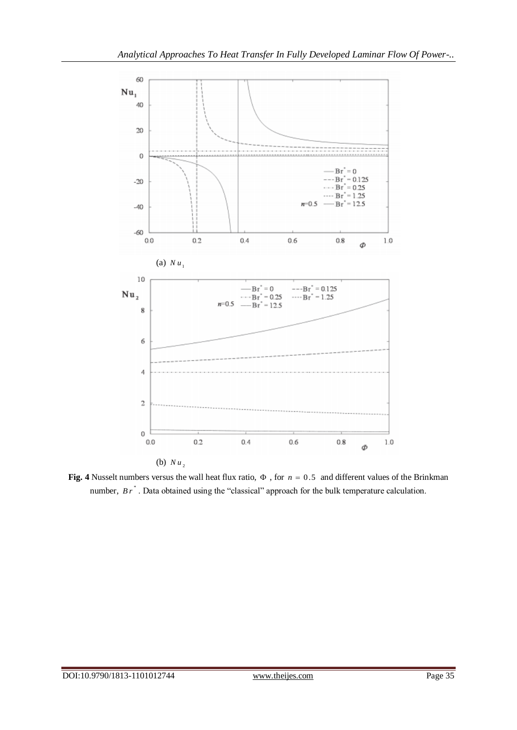(a) $Nu_1$

(b) $Nu_2$

**Fig. 4** Nusselt numbers versus the wall heat flux ratio, $\Phi$ , for $n = 0.5$ and different values of the Brinkman number, $Br^*$ . Data obtained using the "classical" approach for the bulk temperature calculation.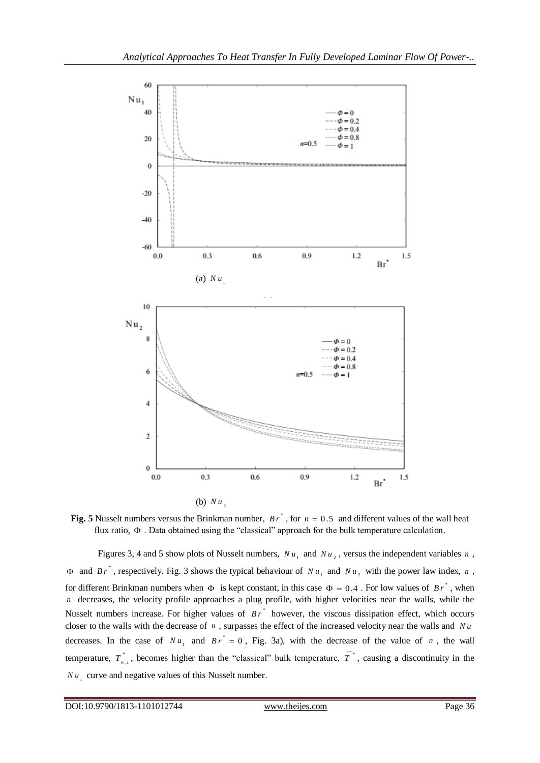(a) $Nu_1$

(b) $Nu_2$

**Fig. 5** Nusselt numbers versus the Brinkman number, $Br^*$, for $n = 0.5$ and different values of the wall heat flux ratio, $\Phi$. Data obtained using the "classical" approach for the bulk temperature calculation.

Figures 3, 4 and 5 show plots of Nusselt numbers, $Nu_1$ and $Nu_2$, versus the independent variables $n$, $\Phi$ and $Br^*$, respectively. Fig. 3 shows the typical behaviour of $Nu_1$ and $Nu_2$ with the power law index, $n$, for different Brinkman numbers when $\Phi$ is kept constant, in this case $\Phi = 0.4$. For low values of $Br^*$, when $n$ decreases, the velocity profile approaches a plug profile, with higher velocities near the walls, while the Nusselt numbers increase. For higher values of $Br^*$ however, the viscous dissipation effect, which occurs closer to the walls with the decrease of $n$, surpasses the effect of the increased velocity near the walls and $Nu$ decreases. In the case of $Nu_1$ and $Br^* = 0$, Fig. 3a), with the decrease of the value of $n$, the wall temperature, $T^*_{w,1}$, becomes higher than the "classical" bulk temperature, $\overline{T}^*$, causing a discontinuity in the $Nu_1$ curve and negative values of this Nusselt number.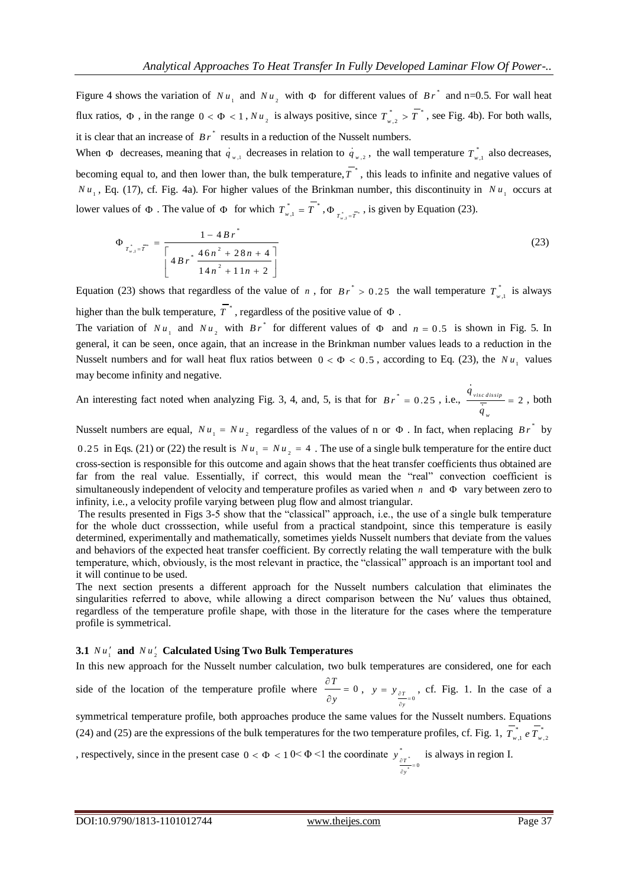Figure 4 shows the variation of $Nu_1$ and $Nu_2$ with $\Phi$ for different values of $Br^*$ and n=0.5. For wall heat flux ratios, $\Phi$, in the range $0 < \Phi < 1$, $Nu_2$ is always positive, since $T^*_{w,2} > \overline{T}^*$, see Fig. 4b). For both walls, it is clear that an increase of $Br^*$ results in a reduction of the Nusselt numbers.

When $\Phi$ decreases, meaning that $\dot{q}_{w,1}$ decreases in relation to $\dot{q}_{w,2}$, the wall temperature $T^*_{w,1}$ also decreases, becoming equal to, and then lower than, the bulk temperature, $\overline{T}^*$, this leads to infinite and negative values of $Nu_1$, Eq. (17), cf. Fig. 4a). For higher values of the Brinkman number, this discontinuity in $Nu_1$ occurs at lower values of $\Phi$. The value of $\Phi$ for which $T^*_{w,1} = \overline{T}^*$, $\Phi_{T^*_{w,1}=\overline{T}^*}$, is given by Equation (23).

$$\Phi_{T^*_{w,1}=\overline{T}^*} = \frac{1 - 4Br^*}{\left[ 4Br^* \dfrac{46n^2 + 28n + 4}{14n^2 + 11n + 2} \right]} \tag{23}$$

Equation (23) shows that regardless of the value of $n$, for $Br^* > 0.25$ the wall temperature $T^*_{w,1}$ is always higher than the bulk temperature, $\overline{T}^*$, regardless of the positive value of $\Phi$.

The variation of $Nu_1$ and $Nu_2$ with $Br^*$ for different values of $\Phi$ and $n = 0.5$ is shown in Fig. 5. In general, it can be seen, once again, that an increase in the Brinkman number values leads to a reduction in the Nusselt numbers and for wall heat flux ratios between $0 < \Phi < 0.5$, according to Eq. (23), the $Nu_1$ values may become infinity and negative.

An interesting fact noted when analyzing Fig. 3, 4, and, 5, is that for $Br^* = 0.25$, i.e., $\dfrac{\dot{q}_{visc\,dissip}}{\overline{\dot{q}}_w} = 2$, both Nusselt numbers are equal, $Nu_1 = Nu_2$ regardless of the values of n or $\Phi$. In fact, when replacing $Br^*$ by $0.25$ in Eqs. (21) or (22) the result is $Nu_1 = Nu_2 = 4$. The use of a single bulk temperature for the entire duct cross-section is responsible for this outcome and again shows that the heat transfer coefficients thus obtained are far from the real value. Essentially, if correct, this would mean the "real" convection coefficient is simultaneously independent of velocity and temperature profiles as varied when $n$ and $\Phi$ vary between zero to infinity, i.e., a velocity profile varying between plug flow and almost triangular.

The results presented in Figs 3-5 show that the "classical" approach, i.e., the use of a single bulk temperature for the whole duct crosssection, while useful from a practical standpoint, since this temperature is easily determined, experimentally and mathematically, sometimes yields Nusselt numbers that deviate from the values and behaviors of the expected heat transfer coefficient. By correctly relating the wall temperature with the bulk temperature, which, obviously, is the most relevant in practice, the "classical" approach is an important tool and it will continue to be used.

The next section presents a different approach for the Nusselt numbers calculation that eliminates the singularities referred to above, while allowing a direct comparison between the Nu′ values thus obtained, regardless of the temperature profile shape, with those in the literature for the cases where the temperature profile is symmetrical.

### 3.1 $Nu'_1$ and $Nu'_2$ Calculated Using Two Bulk Temperatures

In this new approach for the Nusselt number calculation, two bulk temperatures are considered, one for each side of the location of the temperature profile where $\dfrac{\partial T}{\partial y} = 0$, $y = y_{\frac{\partial T}{\partial y}=0}$, cf. Fig. 1. In the case of a symmetrical temperature profile, both approaches produce the same values for the Nusselt numbers. Equations (24) and (25) are the expressions of the bulk temperatures for the two temperature profiles, cf. Fig. 1, $\overline{T}^*_{w,1}$ e $\overline{T}^*_{w,2}$, respectively, since in the present case $0 < \Phi < 1$ 0< Φ <1 the coordinate $y^*_{\frac{\partial T^*}{\partial y^*}=0}$ is always in region I.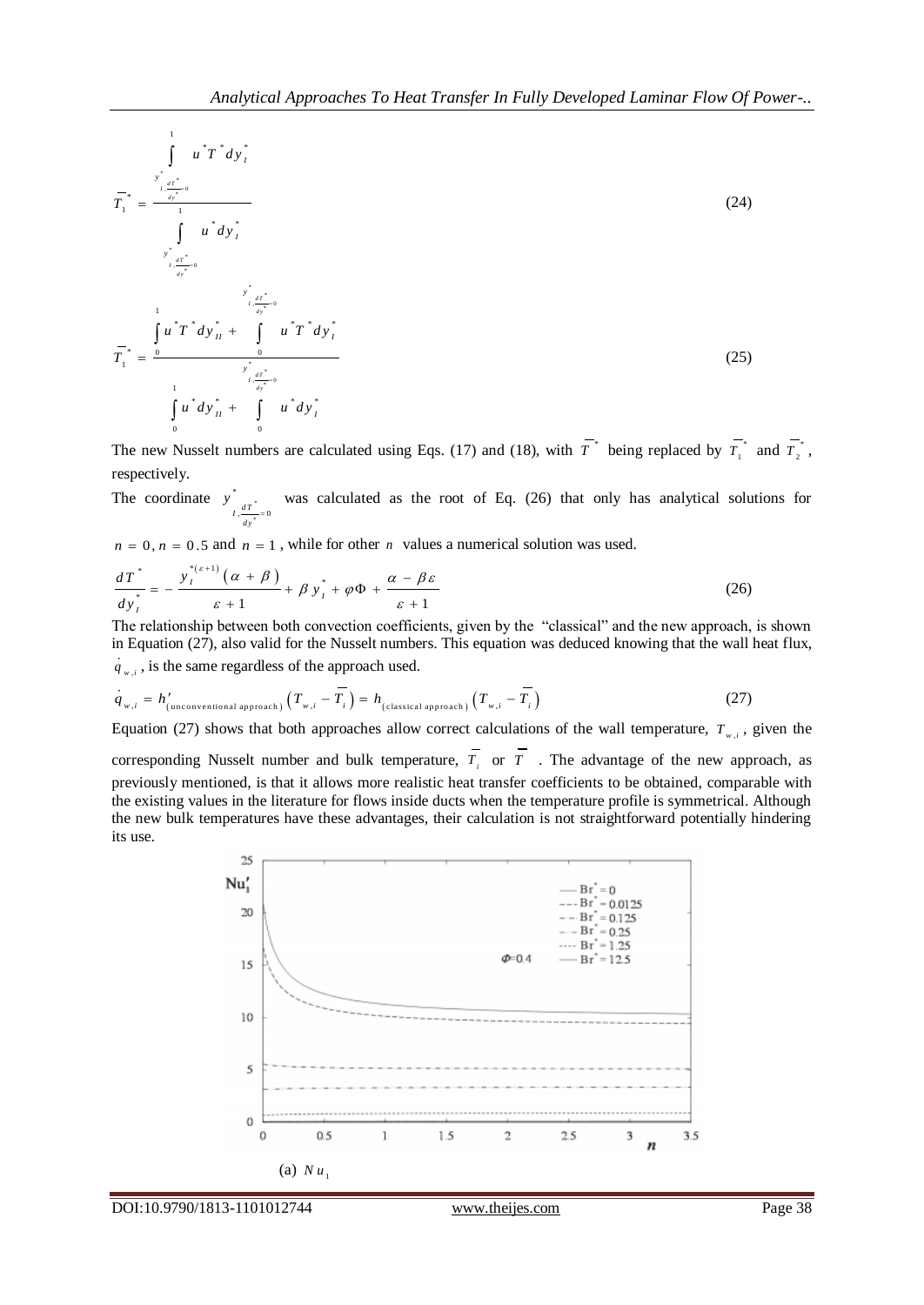$$\overline{T}_1^* = \frac{\int_{y^*_{I,\frac{dT^*}{dy^*}=0}}^{1} u^* T^* dy_I^*}{\int_{y^*_{I,\frac{dT^*}{dy^*}=0}}^{1} u^* dy_I^*} \tag{24}$$

$$\overline{T}_1^* = \frac{\int_0^1 u^* T^* dy_{II}^* + \int_0^{y^*_{I,\frac{dT^*}{dy^*}=0}} u^* T^* dy_I^*}{\int_0^1 u^* dy_{II}^* + \int_0^{y^*_{I,\frac{dT^*}{dy^*}=0}} u^* dy_I^*} \tag{25}$$

The new Nusselt numbers are calculated using Eqs. (17) and (18), with $\overline{T}^*$ being replaced by $\overline{T}_1^*$ and $\overline{T}_2^*$, respectively.

The coordinate $y^*_{I,\frac{dT^*}{dy^*}=0}$ was calculated as the root of Eq. (26) that only has analytical solutions for $n = 0, n = 0.5$ and $n = 1$, while for other $n$ values a numerical solution was used.

$$\frac{dT^*}{dy_I^*} = -\frac{y_I^{*(\varepsilon+1)}(\alpha+\beta)}{\varepsilon+1} + \beta y_I^* + \varphi\Phi + \frac{\alpha - \beta\varepsilon}{\varepsilon+1} \tag{26}$$

The relationship between both convection coefficients, given by the "classical" and the new approach, is shown in Equation (27), also valid for the Nusselt numbers. This equation was deduced knowing that the wall heat flux, $\dot{q}_{w,i}$, is the same regardless of the approach used.

$$\dot{q}_{w,i} = h'_{(\text{unconventional approach})}\left(T_{w,i} - \overline{T}_i\right) = h_{(\text{classical approach})}\left(T_{w,i} - \overline{T}_i\right) \tag{27}$$

Equation (27) shows that both approaches allow correct calculations of the wall temperature, $T_{w,i}$, given the corresponding Nusselt number and bulk temperature, $\overline{T}_i$ or $\overline{T}$. The advantage of the new approach, as previously mentioned, is that it allows more realistic heat transfer coefficients to be obtained, comparable with the existing values in the literature for flows inside ducts when the temperature profile is symmetrical. Although the new bulk temperatures have these advantages, their calculation is not straightforward potentially hindering its use.

(a) $Nu_1$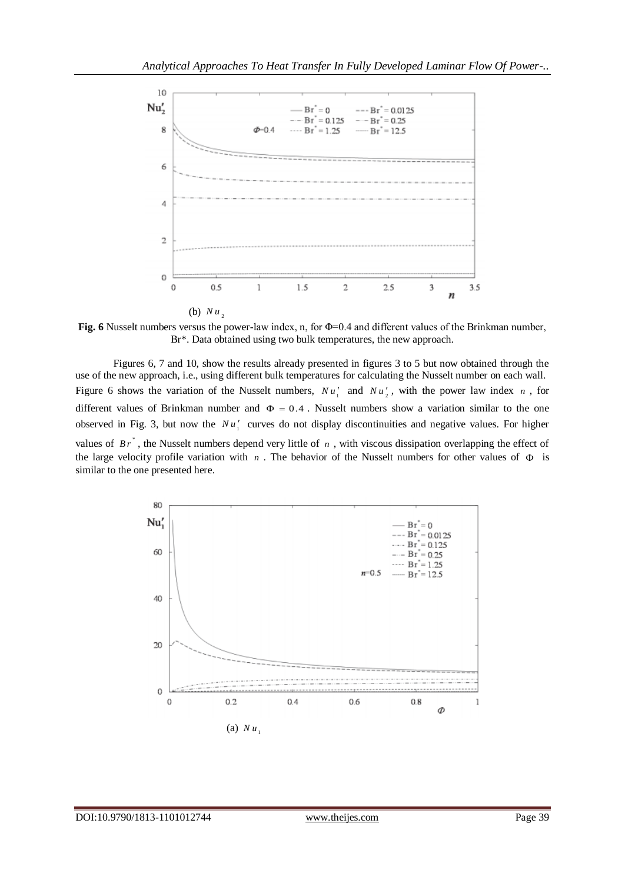(b) $Nu_2$

**Fig. 6** Nusselt numbers versus the power-law index, n, for Φ=0.4 and different values of the Brinkman number, Br*. Data obtained using two bulk temperatures, the new approach.

Figures 6, 7 and 10, show the results already presented in figures 3 to 5 but now obtained through the use of the new approach, i.e., using different bulk temperatures for calculating the Nusselt number on each wall. Figure 6 shows the variation of the Nusselt numbers, $Nu_1'$ and $Nu_2'$, with the power law index $n$, for different values of Brinkman number and $\Phi = 0.4$. Nusselt numbers show a variation similar to the one observed in Fig. 3, but now the $Nu_1'$ curves do not display discontinuities and negative values. For higher values of $Br^*$, the Nusselt numbers depend very little of $n$, with viscous dissipation overlapping the effect of the large velocity profile variation with $n$. The behavior of the Nusselt numbers for other values of $\Phi$ is similar to the one presented here.

(a) $Nu_1$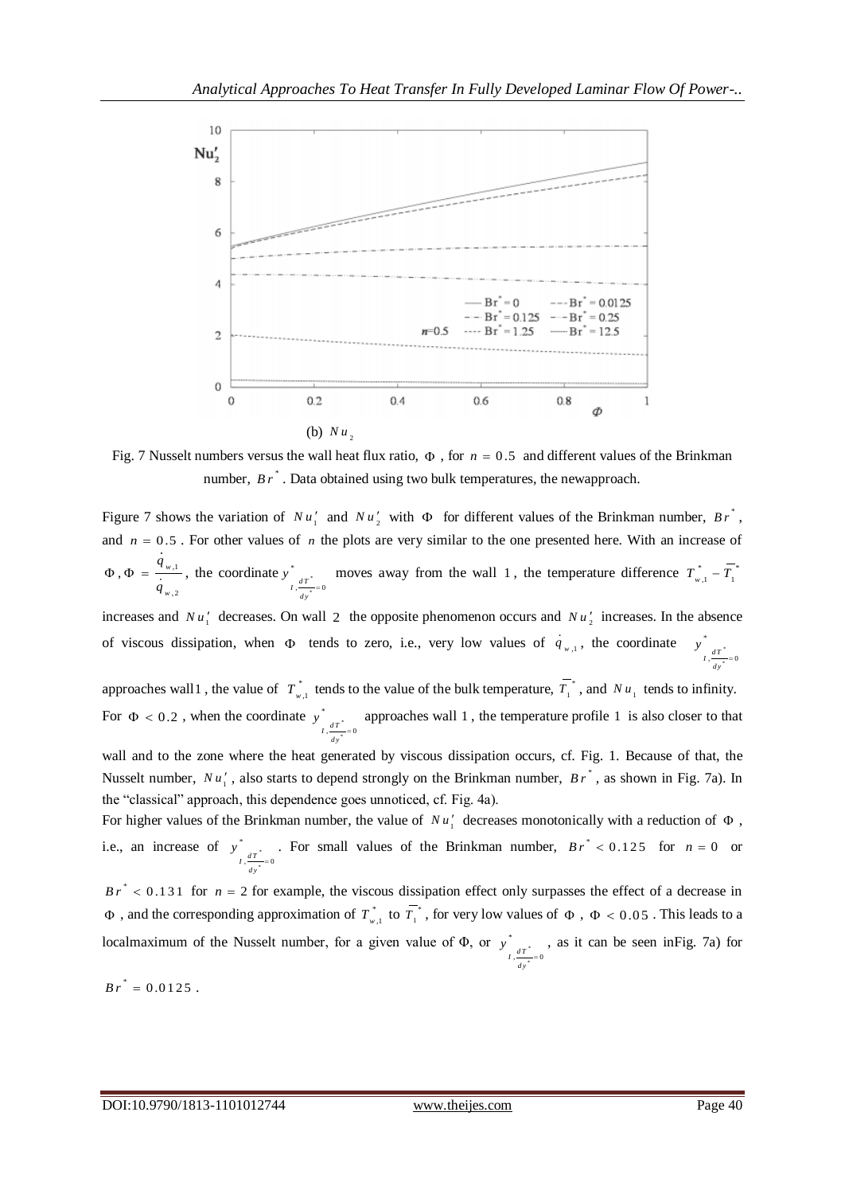(b) $Nu_2$

Fig. 7 Nusselt numbers versus the wall heat flux ratio, $\Phi$, for $n = 0.5$ and different values of the Brinkman number, $Br^*$. Data obtained using two bulk temperatures, the newapproach.

Figure 7 shows the variation of $Nu_1'$ and $Nu_2'$ with $\Phi$ for different values of the Brinkman number, $Br^*$, and $n = 0.5$. For other values of $n$ the plots are very similar to the one presented here. With an increase of $\Phi$, $\Phi = \frac{\dot{q}_{w,1}}{\dot{q}_{w,2}}$, the coordinate $y^*_{I,\frac{dT^*}{dy^*}=0}$ moves away from the wall 1, the temperature difference $T^*_{w,1} - \overline{T}_1^*$ increases and $Nu_1'$ decreases. On wall 2 the opposite phenomenon occurs and $Nu_2'$ increases. In the absence of viscous dissipation, when $\Phi$ tends to zero, i.e., very low values of $\dot{q}_{w,1}$, the coordinate $y^*_{I,\frac{dT^*}{dy^*}=0}$ approaches wall1, the value of $T^*_{w,1}$ tends to the value of the bulk temperature, $\overline{T}_1^*$, and $Nu_1$ tends to infinity. For $\Phi < 0.2$, when the coordinate $y^*_{I,\frac{dT^*}{dy^*}=0}$ approaches wall 1, the temperature profile 1 is also closer to that wall and to the zone where the heat generated by viscous dissipation occurs, cf. Fig. 1. Because of that, the Nusselt number, $Nu_1'$, also starts to depend strongly on the Brinkman number, $Br^*$, as shown in Fig. 7a). In the "classical" approach, this dependence goes unnoticed, cf. Fig. 4a).

For higher values of the Brinkman number, the value of $Nu_1'$ decreases monotonically with a reduction of $\Phi$, i.e., an increase of $y^*_{I,\frac{dT^*}{dy^*}=0}$. For small values of the Brinkman number, $Br^* < 0.125$ for $n = 0$ or $Br^* < 0.131$ for $n = 2$ for example, the viscous dissipation effect only surpasses the effect of a decrease in $\Phi$, and the corresponding approximation of $T^*_{w,1}$ to $\overline{T}_1^*$, for very low values of $\Phi$, $\Phi < 0.05$. This leads to a localmaximum of the Nusselt number, for a given value of $\Phi$, or $y^*_{I,\frac{dT^*}{dy^*}=0}$, as it can be seen inFig. 7a) for $Br^* = 0.0125$.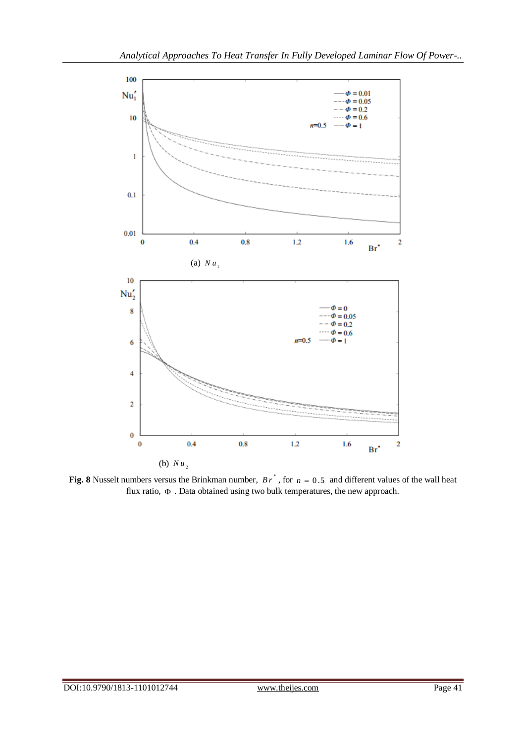(a) $Nu_1$

(b) $Nu_2$

**Fig. 8** Nusselt numbers versus the Brinkman number, $Br^*$, for $n = 0.5$ and different values of the wall heat flux ratio, $\Phi$. Data obtained using two bulk temperatures, the new approach.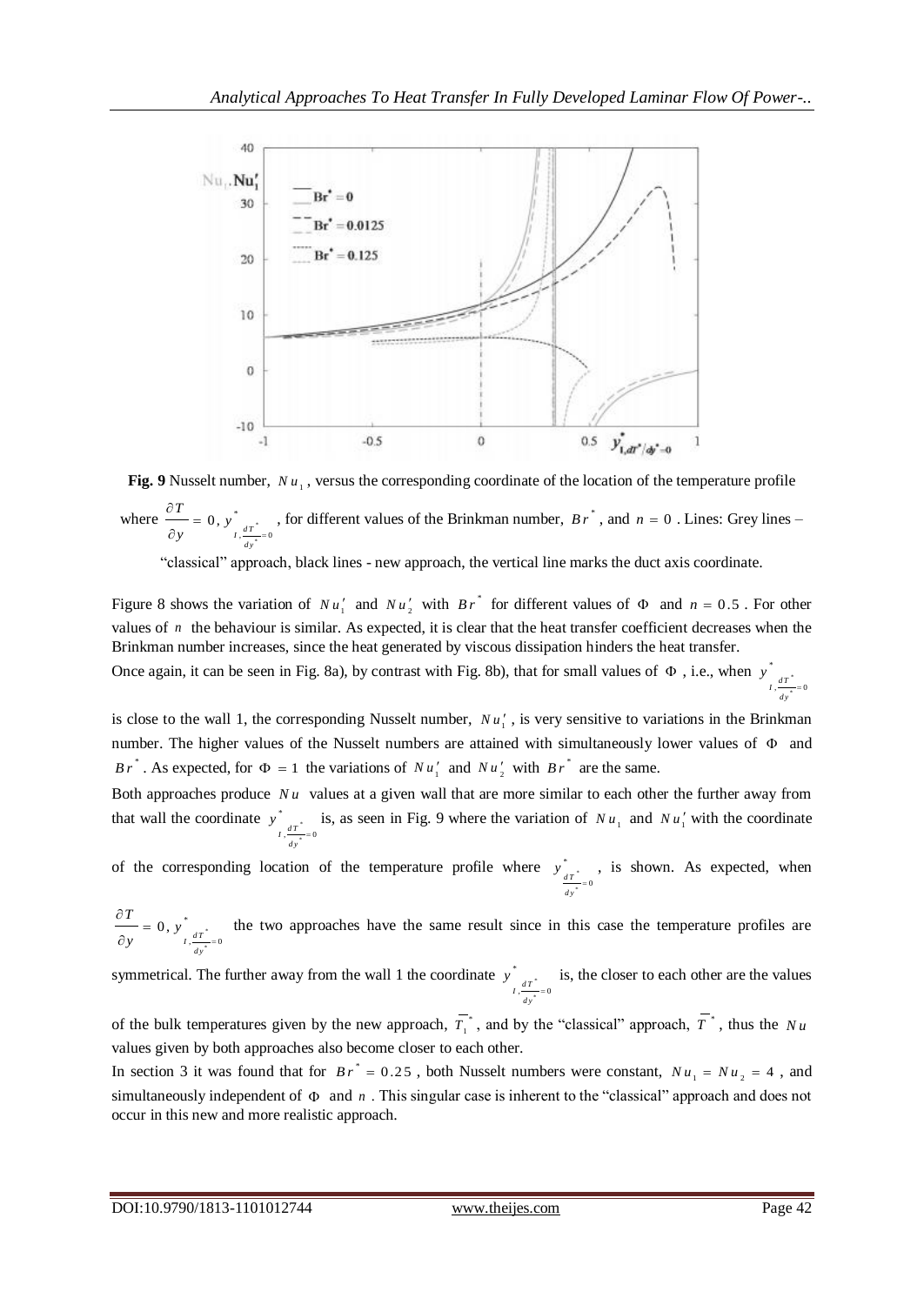**Fig. 9** Nusselt number, $Nu_1$, versus the corresponding coordinate of the location of the temperature profile where $\frac{\partial T}{\partial y} = 0$, $y^*_{I,\frac{dT^*}{dy^*}=0}$, for different values of the Brinkman number, $Br^*$, and $n = 0$. Lines: Grey lines – "classical" approach, black lines - new approach, the vertical line marks the duct axis coordinate.

Figure 8 shows the variation of $Nu_1'$ and $Nu_2'$ with $Br^*$ for different values of $\Phi$ and $n = 0.5$. For other values of $n$ the behaviour is similar. As expected, it is clear that the heat transfer coefficient decreases when the Brinkman number increases, since the heat generated by viscous dissipation hinders the heat transfer.

Once again, it can be seen in Fig. 8a), by contrast with Fig. 8b), that for small values of $\Phi$, i.e., when $y^*_{I,\frac{dT^*}{dy^*}=0}$ is close to the wall 1, the corresponding Nusselt number, $Nu_1'$, is very sensitive to variations in the Brinkman number. The higher values of the Nusselt numbers are attained with simultaneously lower values of $\Phi$ and $Br^*$. As expected, for $\Phi = 1$ the variations of $Nu_1'$ and $Nu_2'$ with $Br^*$ are the same.

Both approaches produce $Nu$ values at a given wall that are more similar to each other the further away from that wall the coordinate $y^*_{I,\frac{dT^*}{dy^*}=0}$ is, as seen in Fig. 9 where the variation of $Nu_1$ and $Nu_1'$ with the coordinate of the corresponding location of the temperature profile where $y^*_{\frac{dT^*}{dy^*}=0}$, is shown. As expected, when $\frac{\partial T}{\partial y} = 0$, $y^*_{I,\frac{dT^*}{dy^*}=0}$ the two approaches have the same result since in this case the temperature profiles are symmetrical. The further away from the wall 1 the coordinate $y^*_{I,\frac{dT^*}{dy^*}=0}$ is, the closer to each other are the values of the bulk temperatures given by the new approach, $\overline{T_1}^*$, and by the "classical" approach, $\overline{T}^*$, thus the $Nu$ values given by both approaches also become closer to each other.

In section 3 it was found that for $Br^* = 0.25$, both Nusselt numbers were constant, $Nu_1 = Nu_2 = 4$, and simultaneously independent of $\Phi$ and $n$. This singular case is inherent to the "classical" approach and does not occur in this new and more realistic approach.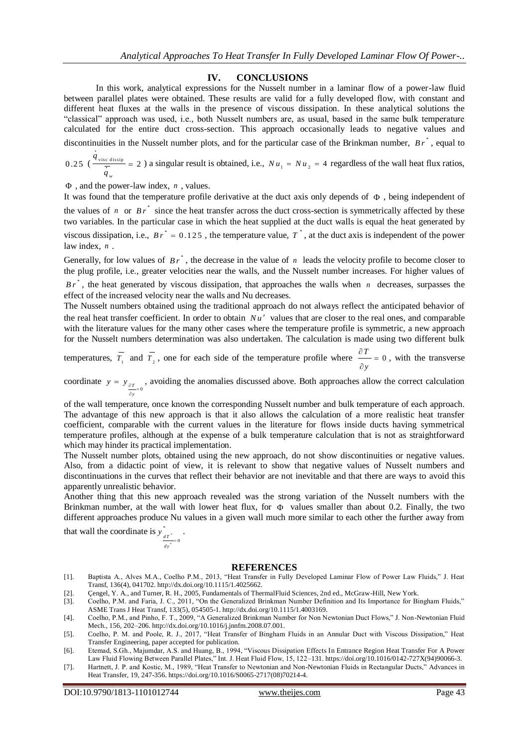## IV. CONCLUSIONS

In this work, analytical expressions for the Nusselt number in a laminar flow of a power-law fluid between parallel plates were obtained. These results are valid for a fully developed flow, with constant and different heat fluxes at the walls in the presence of viscous dissipation. In these analytical solutions the "classical" approach was used, i.e., both Nusselt numbers are, as usual, based in the same bulk temperature calculated for the entire duct cross-section. This approach occasionally leads to negative values and discontinuities in the Nusselt number plots, and for the particular case of the Brinkman number, $Br^*$, equal to $0.25$ ($\frac{\dot{q}_{\text{visc dissip}}}{\overline{q}_w} = 2$) a singular result is obtained, i.e., $Nu_1 = Nu_2 = 4$ regardless of the wall heat flux ratios, $\Phi$, and the power-law index, $n$, values.

It was found that the temperature profile derivative at the duct axis only depends of $\Phi$, being independent of the values of $n$ or $Br^*$ since the heat transfer across the duct cross-section is symmetrically affected by these two variables. In the particular case in which the heat supplied at the duct walls is equal the heat generated by viscous dissipation, i.e., $Br^* = 0.125$, the temperature value, $T^*$, at the duct axis is independent of the power law index, $n$.

Generally, for low values of $Br^*$, the decrease in the value of $n$ leads the velocity profile to become closer to the plug profile, i.e., greater velocities near the walls, and the Nusselt number increases. For higher values of $Br^*$, the heat generated by viscous dissipation, that approaches the walls when $n$ decreases, surpasses the effect of the increased velocity near the walls and Nu decreases.

The Nusselt numbers obtained using the traditional approach do not always reflect the anticipated behavior of the real heat transfer coefficient. In order to obtain $Nu'$ values that are closer to the real ones, and comparable with the literature values for the many other cases where the temperature profile is symmetric, a new approach for the Nusselt numbers determination was also undertaken. The calculation is made using two different bulk temperatures, $\overline{T_1}$ and $\overline{T_2}$, one for each side of the temperature profile where $\frac{\partial T}{\partial y} = 0$, with the transverse coordinate $y = y_{\frac{\partial T}{\partial y}=0}$, avoiding the anomalies discussed above. Both approaches allow the correct calculation of the wall temperature, once known the corresponding Nusselt number and bulk temperature of each approach. The advantage of this new approach is that it also allows the calculation of a more realistic heat transfer coefficient, comparable with the current values in the literature for flows inside ducts having symmetrical temperature profiles, although at the expense of a bulk temperature calculation that is not as straightforward which may hinder its practical implementation.

The Nusselt number plots, obtained using the new approach, do not show discontinuities or negative values. Also, from a didactic point of view, it is relevant to show that negative values of Nusselt numbers and discontinuations in the curves that reflect their behavior are not inevitable and that there are ways to avoid this apparently unrealistic behavior.

Another thing that this new approach revealed was the strong variation of the Nusselt numbers with the Brinkman number, at the wall with lower heat flux, for $\Phi$ values smaller than about 0.2. Finally, the two different approaches produce Nu values in a given wall much more similar to each other the further away from that wall the coordinate is $y^*_{\frac{dT^*}{dy^*}=0}$.

## REFERENCES

[1]. Baptista A., Alves M.A., Coelho P.M., 2013, "Heat Transfer in Fully Developed Laminar Flow of Power Law Fluids," J. Heat Transf, 136(4), 041702. http://dx.doi.org/10.1115/1.4025662.

[2]. Çengel, Y. A., and Turner, R. H., 2005, Fundamentals of ThermalFluid Sciences, 2nd ed., McGraw-Hill, New York.

[3]. Coelho, P.M. and Faria, J. C., 2011, "On the Generalized Brinkman Number Definition and Its Importance for Bingham Fluids," ASME Trans J Heat Transf, 133(5), 054505-1. http://dx.doi.org/10.1115/1.4003169.

[4]. Coelho, P.M., and Pinho, F. T., 2009, "A Generalized Brinkman Number for Non Newtonian Duct Flows," J. Non-Newtonian Fluid Mech., 156, 202–206. http://dx.doi.org/10.1016/j.jnnfm.2008.07.001.

[5]. Coelho, P. M. and Poole, R. J., 2017, "Heat Transfer of Bingham Fluids in an Annular Duct with Viscous Dissipation," Heat Transfer Engineering, paper accepted for publication.

[6]. Etemad, S.Gh., Majumdar, A.S. and Huang, B., 1994, "Viscous Dissipation Effects In Entrance Region Heat Transfer For A Power Law Fluid Flowing Between Parallel Plates," Int. J. Heat Fluid Flow, 15, 122–131. https://doi.org/10.1016/0142-727X(94)90066-3.

[7]. Hartnett, J. P. and Kostic, M., 1989, "Heat Transfer to Newtonian and Non-Newtonian Fluids in Rectangular Ducts," Advances in Heat Transfer, 19, 247-356. https://doi.org/10.1016/S0065-2717(08)70214-4.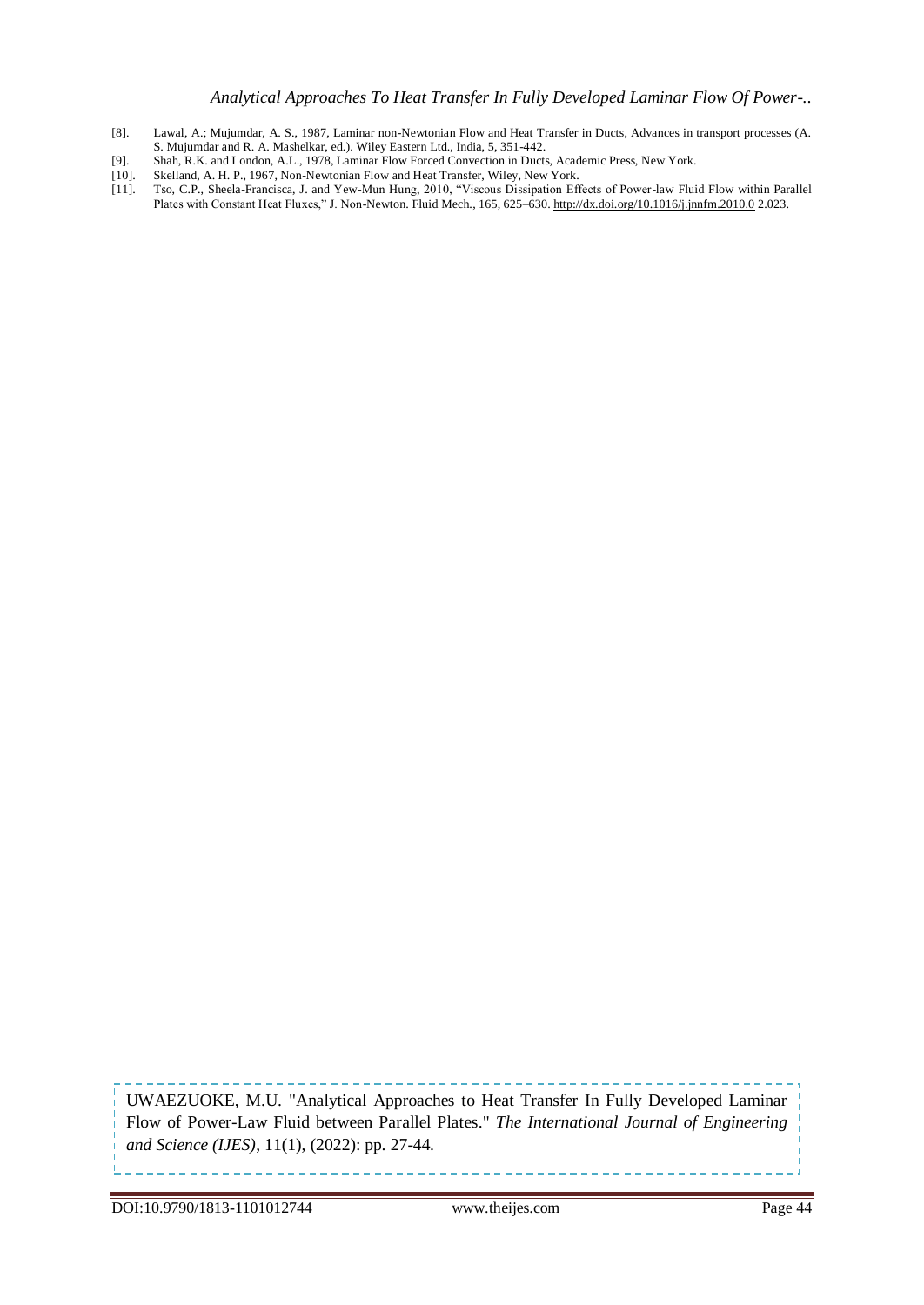[8]. Lawal, A.; Mujumdar, A. S., 1987, Laminar non-Newtonian Flow and Heat Transfer in Ducts, Advances in transport processes (A. S. Mujumdar and R. A. Mashelkar, ed.). Wiley Eastern Ltd., India, 5, 351-442.

[9]. Shah, R.K. and London, A.L., 1978, Laminar Flow Forced Convection in Ducts, Academic Press, New York.

[10]. Skelland, A. H. P., 1967, Non-Newtonian Flow and Heat Transfer, Wiley, New York.

[11]. Tso, C.P., Sheela-Francisca, J. and Yew-Mun Hung, 2010, "Viscous Dissipation Effects of Power-law Fluid Flow within Parallel Plates with Constant Heat Fluxes," J. Non-Newton. Fluid Mech., 165, 625–630. http://dx.doi.org/10.1016/j.jnnfm.2010.0 2.023.

UWAEZUOKE, M.U. "Analytical Approaches to Heat Transfer In Fully Developed Laminar Flow of Power-Law Fluid between Parallel Plates." *The International Journal of Engineering and Science (IJES)*, 11(1), (2022): pp. 27-44.